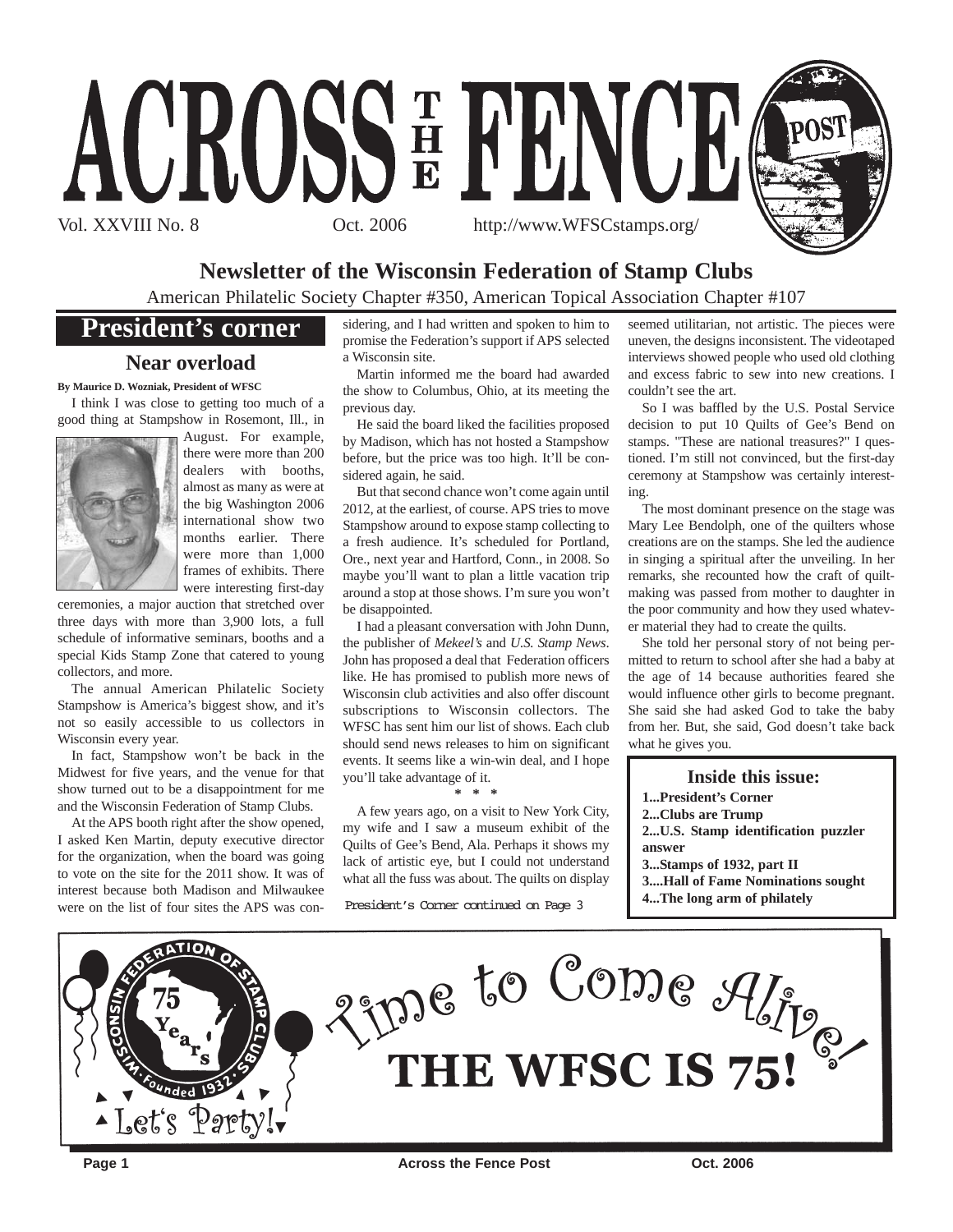# ACROSS THE FENCE POST

Vol. XXVIII No. 8 Oct. 2006 http://www.WFSCstamps.org/

## Newsletter of the Wisconsin Federation of Stamp Clubs

American Philatelic Society Chapter #350, American Topical Association Chapter #107

## President's corner

### Near overload

**By Maurice D. Wozniak, President of WFSC**

I think I was close to getting too much of a good thing at Stampshow in Rosemont, Ill., in August. For example, there were more than 200 dealers with booths, almost as many as were at the big Washington 2006 international show two months earlier. There were more than 1,000 frames of exhibits. There were interesting first-day ceremonies, a major auction that stretched over three days with more than 3,900 lots, a full schedule of informative seminars, booths and a special Kids Stamp Zone that catered to young collectors, and more.

The annual American Philatelic Society Stampshow is America's biggest show, and it's not so easily accessible to us collectors in Wisconsin every year.

In fact, Stampshow won't be back in the Midwest for five years, and the venue for that show turned out to be a disappointment for me and the Wisconsin Federation of Stamp Clubs.

At the APS booth right after the show opened, I asked Ken Martin, deputy executive director for the organization, when the board was going to vote on the site for the 2011 show. It was of interest because both Madison and Milwaukee were on the list of four sites the APS was considering, and I had written and spoken to him to promise the Federation's support if APS selected a Wisconsin site.

Martin informed me the board had awarded the show to Columbus, Ohio, at its meeting the previous day.

He said the board liked the facilities proposed by Madison, which has not hosted a Stampshow before, but the price was too high. It'll be considered again, he said.

But that second chance won't come again until 2012, at the earliest, of course. APS tries to move Stampshow around to expose stamp collecting to a fresh audience. It's scheduled for Portland, Ore., next year and Hartford, Conn., in 2008. So maybe you'll want to plan a little vacation trip around a stop at those shows. I'm sure you won't be disappointed.

I had a pleasant conversation with John Dunn, the publisher of *Mekeel's* and *U.S. Stamp News*. John has proposed a deal that Federation officers like. He has promised to publish more news of Wisconsin club activities and also offer discount subscriptions to Wisconsin collectors. The WFSC has sent him our list of shows. Each club should send news releases to him on significant events. It seems like a win-win deal, and I hope you'll take advantage of it.

\* \* \*

A few years ago, on a visit to New York City, my wife and I saw a museum exhibit of the Quilts of Gee's Bend, Ala. Perhaps it shows my lack of artistic eye, but I could not understand what all the fuss was about. The quilts on display seemed utilitarian, not artistic. The pieces were uneven, the designs inconsistent. The videotaped interviews showed people who used old clothing and excess fabric to sew into new creations. I couldn't see the art.

So I was baffled by the U.S. Postal Service decision to put 10 Quilts of Gee's Bend on stamps. "These are national treasures?" I questioned. I'm still not convinced, but the first-day ceremony at Stampshow was certainly interesting.

The most dominant presence on the stage was Mary Lee Bendolph, one of the quilters whose creations are on the stamps. She led the audience in singing a spiritual after the unveiling. In her remarks, she recounted how the craft of quilt-making was passed from mother to daughter in the poor community and how they used whatever material they had to create the quilts.

She told her personal story of not being permitted to return to school after she had a baby at the age of 14 because authorities feared she would influence other girls to become pregnant. She said she had asked God to take the baby from her. But, she said, God doesn't take back what he gives you.

President's Corner continued on Page 3

**Inside this issue:**

**1...President's Corner**
**2...Clubs are Trump**
**2...U.S. Stamp identification puzzler answer**
**3...Stamps of 1932, part II**
**3....Hall of Fame Nominations sought**
**4...The long arm of philately**

Wisconsin Federation of Stamp Clubs · 75 Years · Founded 1932

Let's Party!

Time to Come Alive!

**THE WFSC IS 75!**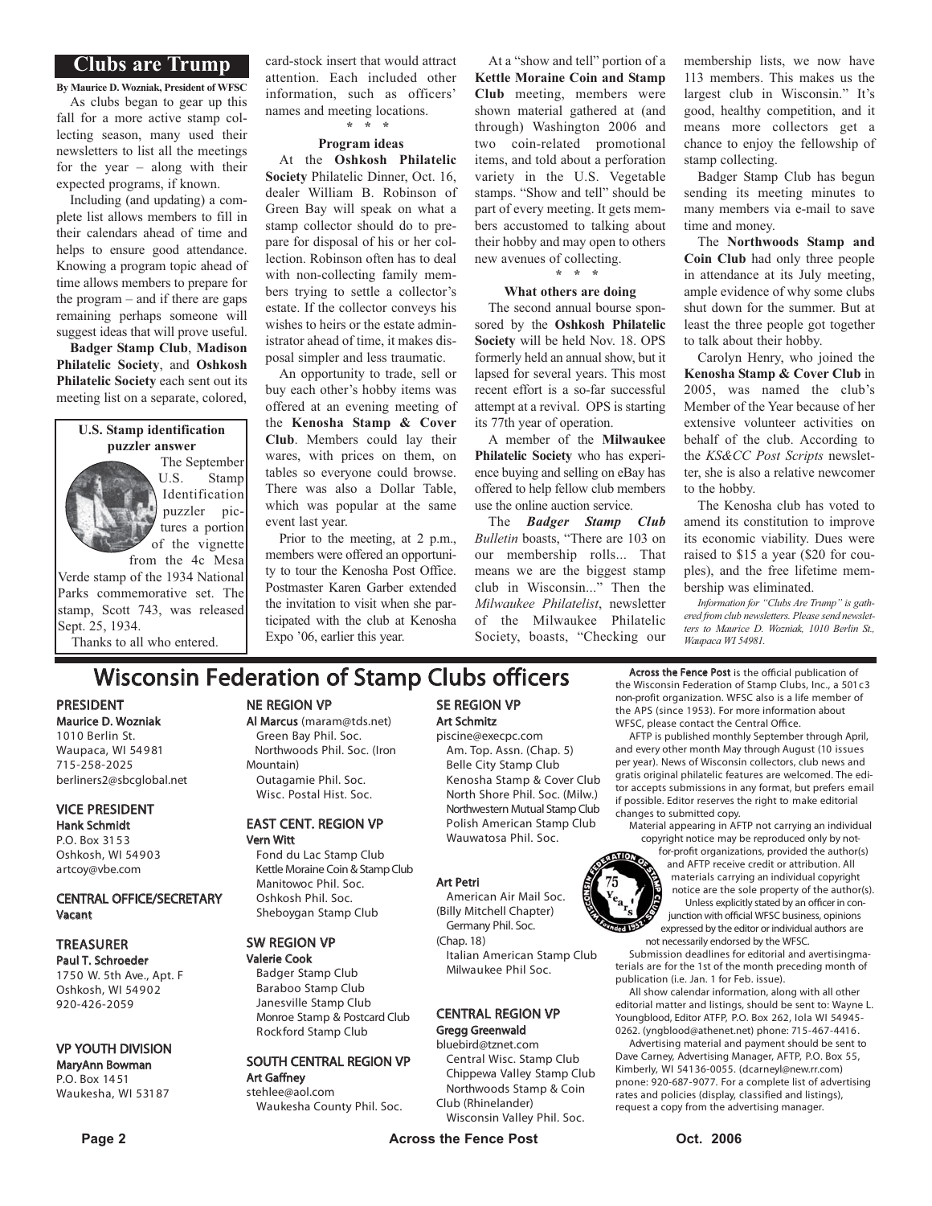## Clubs are Trump

**By Maurice D. Wozniak, President of WFSC**

As clubs began to gear up this fall for a more active stamp collecting season, many used their newsletters to list all the meetings for the year – along with their expected programs, if known.

Including (and updating) a complete list allows members to fill in their calendars ahead of time and helps to ensure good attendance. Knowing a program topic ahead of time allows members to prepare for the program – and if there are gaps remaining perhaps someone will suggest ideas that will prove useful.

**Badger Stamp Club**, **Madison Philatelic Society**, and **Oshkosh Philatelic Society** each sent out its meeting list on a separate, colored, card-stock insert that would attract attention. Each included other information, such as officers' names and meeting locations.

\* \* \*

**Program ideas**

At the **Oshkosh Philatelic Society** Philatelic Dinner, Oct. 16, dealer William B. Robinson of Green Bay will speak on what a stamp collector should do to prepare for disposal of his or her collection. Robinson often has to deal with non-collecting family members trying to settle a collector's estate. If the collector conveys his wishes to heirs or the estate administrator ahead of time, it makes disposal simpler and less traumatic.

An opportunity to trade, sell or buy each other's hobby items was offered at an evening meeting of the **Kenosha Stamp & Cover Club**. Members could lay their wares, with prices on them, on tables so everyone could browse. There was also a Dollar Table, which was popular at the same event last year.

Prior to the meeting, at 2 p.m., members were offered an opportunity to tour the Kenosha Post Office. Postmaster Karen Garber extended the invitation to visit when she participated with the club at Kenosha Expo '06, earlier this year.

At a "show and tell" portion of a **Kettle Moraine Coin and Stamp Club** meeting, members were shown material gathered at (and through) Washington 2006 and two coin-related promotional items, and told about a perforation variety in the U.S. Vegetable stamps. "Show and tell" should be part of every meeting. It gets members accustomed to talking about their hobby and may open to others new avenues of collecting.

\* \* \*

**What others are doing**

The second annual bourse sponsored by the **Oshkosh Philatelic Society** will be held Nov. 18. OPS formerly held an annual show, but it lapsed for several years. This most recent effort is a so-far successful attempt at a revival. OPS is starting its 77th year of operation.

A member of the **Milwaukee Philatelic Society** who has experience buying and selling on eBay has offered to help fellow club members use the online auction service.

The ***Badger Stamp Club Bulletin*** boasts, "There are 103 on our membership rolls... That means we are the biggest stamp club in Wisconsin..." Then the *Milwaukee Philatelist*, newsletter of the Milwaukee Philatelic Society, boasts, "Checking our membership lists, we now have 113 members. This makes us the largest club in Wisconsin." It's good, healthy competition, and it means more collectors get a chance to enjoy the fellowship of stamp collecting.

Badger Stamp Club has begun sending its meeting minutes to many members via e-mail to save time and money.

The **Northwoods Stamp and Coin Club** had only three people in attendance at its July meeting, ample evidence of why some clubs shut down for the summer. But at least the three people got together to talk about their hobby.

Carolyn Henry, who joined the **Kenosha Stamp & Cover Club** in 2005, was named the club's Member of the Year because of her extensive volunteer activities on behalf of the club. According to the *KS&CC Post Scripts* newsletter, she is also a relative newcomer to the hobby.

The Kenosha club has voted to amend its constitution to improve its economic viability. Dues were raised to $15 a year ($20 for couples), and the free lifetime membership was eliminated.

*Information for "Clubs Are Trump" is gathered from club newsletters. Please send newsletters to Maurice D. Wozniak, 1010 Berlin St., Waupaca WI 54981.*

### U.S. Stamp identification puzzler answer

The September U.S. Stamp Identification puzzler pictures a portion of the vignette from the 4c Mesa Verde stamp of the 1934 National Parks commemorative set. The stamp, Scott 743, was released Sept. 25, 1934.

Thanks to all who entered.

## Wisconsin Federation of Stamp Clubs officers

**PRESIDENT**
**Maurice D. Wozniak**
1010 Berlin St.
Waupaca, WI 54981
715-258-2025
berliners2@sbcglobal.net

**VICE PRESIDENT**
**Hank Schmidt**
P.O. Box 3153
Oshkosh, WI 54903
artcoy@vbe.com

**CENTRAL OFFICE/SECRETARY**
**Vacant**

**TREASURER**
**Paul T. Schroeder**
1750 W. 5th Ave., Apt. F
Oshkosh, WI 54902
920-426-2059

**VP YOUTH DIVISION**
**MaryAnn Bowman**
P.O. Box 1451
Waukesha, WI 53187

**NE REGION VP**
**Al Marcus** (maram@tds.net)
Green Bay Phil. Soc.
Northwoods Phil. Soc. (Iron Mountain)
Outagamie Phil. Soc.
Wisc. Postal Hist. Soc.

**EAST CENT. REGION VP**
**Vern Witt**
Fond du Lac Stamp Club
Kettle Moraine Coin & Stamp Club
Manitowoc Phil. Soc.
Oshkosh Phil. Soc.
Sheboygan Stamp Club

**SW REGION VP**
**Valerie Cook**
Badger Stamp Club
Baraboo Stamp Club
Janesville Stamp Club
Monroe Stamp & Postcard Club
Rockford Stamp Club

**SOUTH CENTRAL REGION VP**
**Art Gaffney**
stehlee@aol.com
Waukesha County Phil. Soc.

**SE REGION VP**
**Art Schmitz**
piscine@execpc.com
Am. Top. Assn. (Chap. 5)
Belle City Stamp Club
Kenosha Stamp & Cover Club
North Shore Phil. Soc. (Milw.)
Northwestern Mutual Stamp Club
Polish American Stamp Club
Wauwatosa Phil. Soc.

**Art Petri**
American Air Mail Soc. (Billy Mitchell Chapter)
Germany Phil. Soc. (Chap. 18)
Italian American Stamp Club
Milwaukee Phil Soc.

**CENTRAL REGION VP**
**Gregg Greenwald**
bluebird@tznet.com
Central Wisc. Stamp Club
Chippewa Valley Stamp Club
Northwoods Stamp & Coin Club (Rhinelander)
Wisconsin Valley Phil. Soc.

**Across the Fence Post** is the official publication of the Wisconsin Federation of Stamp Clubs, Inc., a 501c3 non-profit organization. WFSC also is a life member of the APS (since 1953). For more information about WFSC, please contact the Central Office.

AFTP is published monthly September through April, and every other month May through August (10 issues per year). News of Wisconsin collectors, club news and gratis original philatelic features are welcomed. The editor accepts submissions in any format, but prefers email if possible. Editor reserves the right to make editorial changes to submitted copy.

Material appearing in AFTP not carrying an individual copyright notice may be reproduced only by not-for-profit organizations, provided the author(s) and AFTP receive credit or attribution. All materials carrying an individual copyright notice are the sole property of the author(s).

Unless explicitly stated by an officer in conjunction with official WFSC business, opinions expressed by the editor or individual authors are not necessarily endorsed by the WFSC.

Submission deadlines for editorial and advertising materials are for the 1st of the month preceding month of publication (i.e. Jan. 1 for Feb. issue).

All show calendar information, along with all other editorial matter and listings, should be sent to: Wayne L. Youngblood, Editor ATFP, P.O. Box 262, Iola WI 54945-0262. (yngblood@athenet.net) phone: 715-467-4416.

Advertising material and payment should be sent to Dave Carney, Advertising Manager, AFTP, P.O. Box 55, Kimberly, WI 54136-0055. (dcarneyl@new.rr.com) pnone: 920-687-9077. For a complete list of advertising rates and policies (display, classified and listings), request a copy from the advertising manager.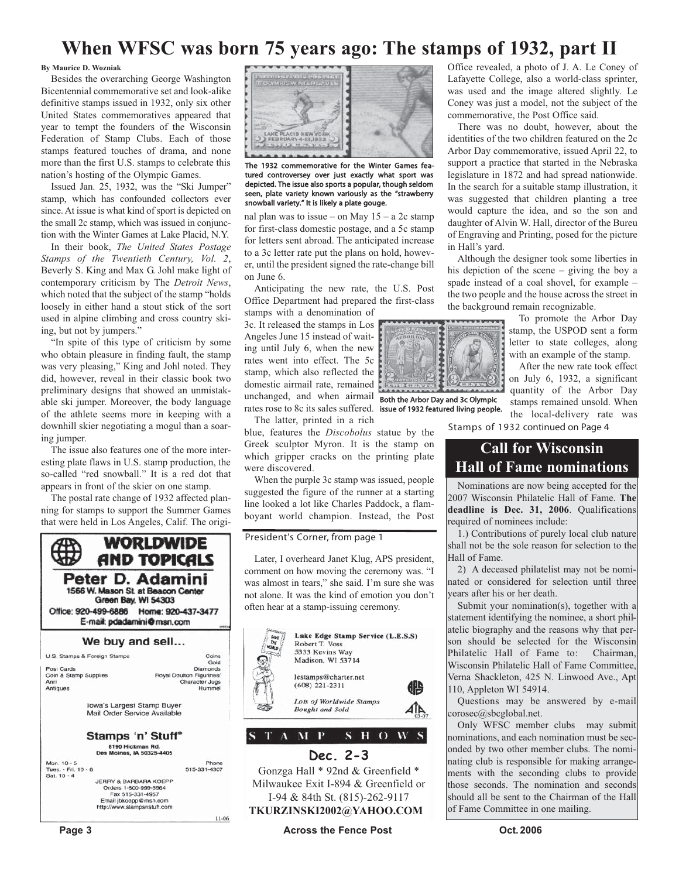# When WFSC was born 75 years ago: The stamps of 1932, part II

**By Maurice D. Wozniak**

Besides the overarching George Washington Bicentennial commemorative set and look-alike definitive stamps issued in 1932, only six other United States commemoratives appeared that year to tempt the founders of the Wisconsin Federation of Stamp Clubs. Each of those stamps featured touches of drama, and none more than the first U.S. stamps to celebrate this nation's hosting of the Olympic Games.

Issued Jan. 25, 1932, was the "Ski Jumper" stamp, which has confounded collectors ever since. At issue is what kind of sport is depicted on the small 2c stamp, which was issued in conjunction with the Winter Games at Lake Placid, N.Y.

In their book, *The United States Postage Stamps of the Twentieth Century, Vol. 2*, Beverly S. King and Max G. Johl make light of contemporary criticism by The *Detroit News*, which noted that the subject of the stamp "holds loosely in either hand a stout stick of the sort used in alpine climbing and cross country skiing, but not by jumpers."

"In spite of this type of criticism by some who obtain pleasure in finding fault, the stamp was very pleasing," King and Johl noted. They did, however, reveal in their classic book two preliminary designs that showed an unmistakable ski jumper. Moreover, the body language of the athlete seems more in keeping with a downhill skier negotiating a mogul than a soaring jumper.

The issue also features one of the more interesting plate flaws in U.S. stamp production, the so-called "red snowball." It is a red dot that appears in front of the skier on one stamp.

The 1932 commemorative for the Winter Games featured controversey over just exactly what sport was depicted. The issue also sports a popular, though seldom seen, plate variety known variously as the "strawberry snowball variety." It is likely a plate gouge.

The postal rate change of 1932 affected planning for stamps to support the Summer Games that were held in Los Angeles, Calif. The original plan was to issue – on May 15 – a 2c stamp for first-class domestic postage, and a 5c stamp for letters sent abroad. The anticipated increase to a 3c letter rate put the plans on hold, however, until the president signed the rate-change bill on June 6.

Anticipating the new rate, the U.S. Post Office Department had prepared the first-class stamps with a denomination of 3c. It released the stamps in Los Angeles June 15 instead of waiting until July 6, when the new rates went into effect. The 5c stamp, which also reflected the domestic airmail rate, remained unchanged, and when airmail rates rose to 8c its sales suffered.

The latter, printed in a rich blue, features the *Discobolus* statue by the Greek sculptor Myron. It is the stamp on which gripper cracks on the printing plate were discovered.

When the purple 3c stamp was issued, people suggested the figure of the runner at a starting line looked a lot like Charles Paddock, a flamboyant world champion. Instead, the Post Office revealed, a photo of J. A. Le Coney of Lafayette College, also a world-class sprinter, was used and the image altered slightly. Le Coney was just a model, not the subject of the commemorative, the Post Office said.

There was no doubt, however, about the identities of the two children featured on the 2c Arbor Day commemorative, issued April 22, to support a practice that started in the Nebraska legislature in 1872 and had spread nationwide. In the search for a suitable stamp illustration, it was suggested that children planting a tree would capture the idea, and so the son and daughter of Alvin W. Hall, director of the Bureu of Engraving and Printing, posed for the picture in Hall's yard.

Although the designer took some liberties in his depiction of the scene – giving the boy a spade instead of a coal shovel, for example – the two people and the house across the street in the background remain recognizable.

Both the Arbor Day and 3c Olympic issue of 1932 featured living people.

To promote the Arbor Day stamp, the USPOD sent a form letter to state colleges, along with an example of the stamp.

After the new rate took effect on July 6, 1932, a significant quantity of the Arbor Day stamps remained unsold. When the local-delivery rate was

Stamps of 1932 continued on Page 4

---

President's Corner, from page 1

Later, I overheard Janet Klug, APS president, comment on how moving the ceremony was. "I was almost in tears," she said. I'm sure she was not alone. It was the kind of emotion you don't often hear at a stamp-issuing ceremony.

---

## Call for Wisconsin Hall of Fame nominations

Nominations are now being accepted for the 2007 Wisconsin Philatelic Hall of Fame. **The deadline is Dec. 31, 2006**. Qualifications required of nominees include:

1.) Contributions of purely local club nature shall not be the sole reason for selection to the Hall of Fame.

2) A deceased philatelist may not be nominated or considered for selection until three years after his or her death.

Submit your nomination(s), together with a statement identifying the nominee, a short philatelic biography and the reasons why that person should be selected for the Wisconsin Philatelic Hall of Fame to: Chairman, Wisconsin Philatelic Hall of Fame Committee, Verna Shackleton, 425 N. Linwood Ave., Apt 110, Appleton WI 54914.

Questions may be answered by e-mail corosec@sbcglobal.net.

Only WFSC member clubs may submit nominations, and each nomination must be seconded by two other member clubs. The nominating club is responsible for making arrangements with the seconding clubs to provide those seconds. The nomination and seconds should all be sent to the Chairman of the Hall of Fame Committee in one mailing.

---

**WORLDWIDE AND TOPICALS**

**Peter D. Adamini**
1566 W. Mason St. at Beacon Center
Green Bay, WI 54303
Office: 920-499-6886 Home: 920-437-3477
E-mail: pdadamini@msn.com

---

**We buy and sell...**

| | |
|---|---|
| U.S. Stamps & Foreign Stamps | Coins |
| | Gold |
| Post Cards | Diamonds |
| Coin & Stamp Supplies | Royal Doulton Figurines/ |
| Anri | Character Jugs |
| Antiques | Hummel |

Iowa's Largest Stamp Buyer
Mail Order Service Available

**Stamps 'n' Stuff®**
8190 Hickman Rd.
Des Moines, IA 50325-4405

Mon. 10 - 5
Tues. - Fri. 10 - 6
Sat. 10 - 4

Phone 515-331-4307

JERRY & BARBARA KOEPP
Orders 1-800-999-5964
Fax 515-331-4957
Email jbkoepp@msn.com
http://www.stampsnstuff.com

11-06

---

**Lake Edge Stamp Service (L.E.S.S)**
Robert T. Voss
5333 Kevins Way
Madison, WI 53714

lestamps@charter.net
(608) 221-2311

*Lots of Worldwide Stamps Bought and Sold*

03-07

---

## STAMP SHOWS

**Dec. 2-3**

Gonzga Hall * 92nd & Greenfield * Milwaukee Exit I-894 & Greenfield or I-94 & 84th St. (815)-262-9117
**TKURZINSKI2002@YAHOO.COM**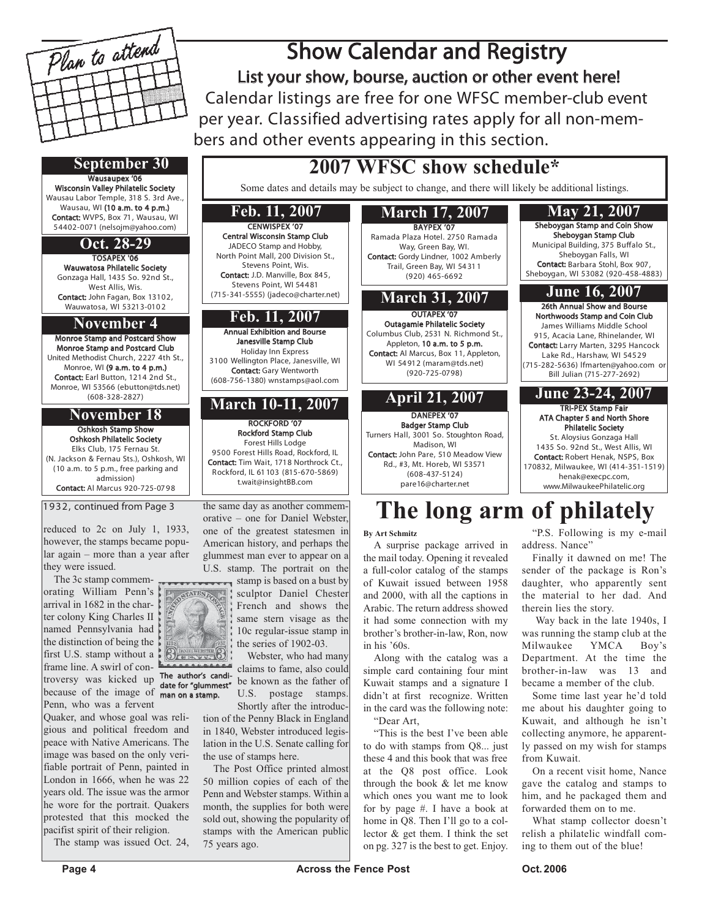Plan to attend

# Show Calendar and Registry

## List your show, bourse, auction or other event here!

Calendar listings are free for one WFSC member-club event per year. Classified advertising rates apply for all non-members and other events appearing in this section.

### September 30

**Wausaupex '06**
**Wisconsin Valley Philatelic Society**
Wausau Labor Temple, 318 S. 3rd Ave., Wausau, WI **(10 a.m. to 4 p.m.)**
**Contact:** WVPS, Box 71, Wausau, WI 54402-0071 (nelsojm@yahoo.com)

### Oct. 28-29

**TOSAPEX '06**
**Wauwatosa Philatelic Society**
Gonzaga Hall, 1435 So. 92nd St., West Allis, Wis.
**Contact:** John Fagan, Box 13102, Wauwatosa, WI 53213-0102

### November 4

**Monroe Stamp and Postcard Show**
**Monroe Stamp and Postcard Club**
United Methodist Church, 2227 4th St., Monroe, WI **(9 a.m. to 4 p.m.)**
**Contact:** Earl Button, 1214 2nd St., Monroe, WI 53566 (ebutton@tds.net) (608-328-2827)

### November 18

**Oshkosh Stamp Show**
**Oshkosh Philatelic Society**
Elks Club, 175 Fernau St. (N. Jackson & Fernau Sts.), Oshkosh, WI (10 a.m. to 5 p.m., free parking and admission)
**Contact:** Al Marcus 920-725-0798

## 2007 WFSC show schedule*

Some dates and details may be subject to change, and there will likely be additional listings.

### Feb. 11, 2007

**CENWISPEX '07**
**Central Wisconsin Stamp Club**
JADECO Stamp and Hobby, North Point Mall, 200 Division St., Stevens Point, Wis.
**Contact:** J.D. Manville, Box 845, Stevens Point, WI 54481 (715-341-5555) (jadeco@charter.net)

### Feb. 11, 2007

**Annual Exhibition and Bourse**
**Janesville Stamp Club**
Holiday Inn Express
3100 Wellington Place, Janesville, WI
**Contact:** Gary Wentworth (608-756-1380) wnstamps@aol.com

### March 10-11, 2007

**ROCKFORD '07**
**Rockford Stamp Club**
Forest Hills Lodge
9500 Forest Hills Road, Rockford, IL
**Contact:** Tim Wait, 1718 Northrock Ct., Rockford, IL 61103 (815-670-5869) t.wait@insightBB.com

### March 17, 2007

**BAYPEX '07**
Ramada Plaza Hotel. 2750 Ramada Way, Green Bay, WI.
**Contact:** Gordy Lindner, 1002 Amberly Trail, Green Bay, WI 54311 (920) 465-6692

### March 31, 2007

**OUTAPEX '07**
**Outagamie Philatelic Society**
Columbus Club, 2531 N. Richmond St., Appleton, **10 a.m. to 5 p.m.**
**Contact:** Al Marcus, Box 11, Appleton, WI 54912 (maram@tds.net) (920-725-0798)

### April 21, 2007

**DANEPEX '07**
**Badger Stamp Club**
Turners Hall, 3001 So. Stoughton Road, Madison, WI
**Contact:** John Pare, 510 Meadow View Rd., #3, Mt. Horeb, WI 53571 (608-437-5124) pare16@charter.net

### May 21, 2007

**Sheboygan Stamp and Coin Show**
**Sheboygan Stamp Club**
Municipal Building, 375 Buffalo St., Sheboygan Falls, WI
**Contact:** Barbara Stohl, Box 907, Sheboygan, WI 53082 (920-458-4883)

### June 16, 2007

**26th Annual Show and Bourse**
**Northwoods Stamp and Coin Club**
James Williams Middle School 915, Acacia Lane, Rhinelander, WI
**Contact:** Larry Marten, 3295 Hancock Lake Rd., Harshaw, WI 54529 (715-282-5636) lfmarten@yahoo.com or Bill Julian (715-277-2692)

### June 23-24, 2007

**TRI-PEX Stamp Fair**
**ATA Chapter 5 and North Shore Philatelic Society**
St. Aloysius Gonzaga Hall
1435 So. 92nd St., West Allis, WI
**Contact:** Robert Henak, NSPS, Box 170832, Milwaukee, WI (414-351-1519) henak@execpc.com, www.MilwaukeePhilatelic.org

---

1932, continued from Page 3

reduced to 2c on July 1, 1933, however, the stamps became popular again – more than a year after they were issued.

The 3c stamp commemorating William Penn's arrival in 1682 in the charter colony King Charles II named Pennsylvania had the distinction of being the first U.S. stamp without a frame line. A swirl of controversy was kicked up because of the image of Penn, who was a fervent Quaker, and whose goal was religious and political freedom and peace with Native Americans. The image was based on the only verifiable portrait of Penn, painted in London in 1666, when he was 22 years old. The issue was the armor he wore for the portrait. Quakers protested that this mocked the pacifist spirit of their religion.

The stamp was issued Oct. 24, the same day as another commemorative – one for Daniel Webster, one of the greatest statesmen in American history, and perhaps the glummest man ever to appear on a U.S. stamp. The portrait on the stamp is based on a bust by sculptor Daniel Chester French and shows the same stern visage as the 10c regular-issue stamp in the series of 1902-03.

The author's candidate for "glummest" man on a stamp.

Webster, who had many claims to fame, also could be known as the father of U.S. postage stamps. Shortly after the introduction of the Penny Black in England in 1840, Webster introduced legislation in the U.S. Senate calling for the use of stamps here.

The Post Office printed almost 50 million copies of each of the Penn and Webster stamps. Within a month, the supplies for both were sold out, showing the popularity of stamps with the American public 75 years ago.

# The long arm of philately

**By Art Schmitz**

A surprise package arrived in the mail today. Opening it revealed a full-color catalog of the stamps of Kuwait issued between 1958 and 2000, with all the captions in Arabic. The return address showed it had some connection with my brother's brother-in-law, Ron, now in his '60s.

Along with the catalog was a simple card containing four mint Kuwait stamps and a signature I didn't at first recognize. Written in the card was the following note:

"Dear Art,

"This is the best I've been able to do with stamps from Q8... just these 4 and this book that was free at the Q8 post office. Look through the book & let me know which ones you want me to look for by page #. I have a book at home in Q8. Then I'll go to a collector & get them. I think the set on pg. 327 is the best to get. Enjoy.

"P.S. Following is my e-mail address. Nance"

Finally it dawned on me! The sender of the package is Ron's daughter, who apparently sent the material to her dad. And therein lies the story.

Way back in the late 1940s, I was running the stamp club at the Milwaukee YMCA Boy's Department. At the time the brother-in-law was 13 and became a member of the club.

Some time last year he'd told me about his daughter going to Kuwait, and although he isn't collecting anymore, he apparently passed on my wish for stamps from Kuwait.

On a recent visit home, Nance gave the catalog and stamps to him, and he packaged them and forwarded them on to me.

What stamp collector doesn't relish a philatelic windfall coming to them out of the blue!